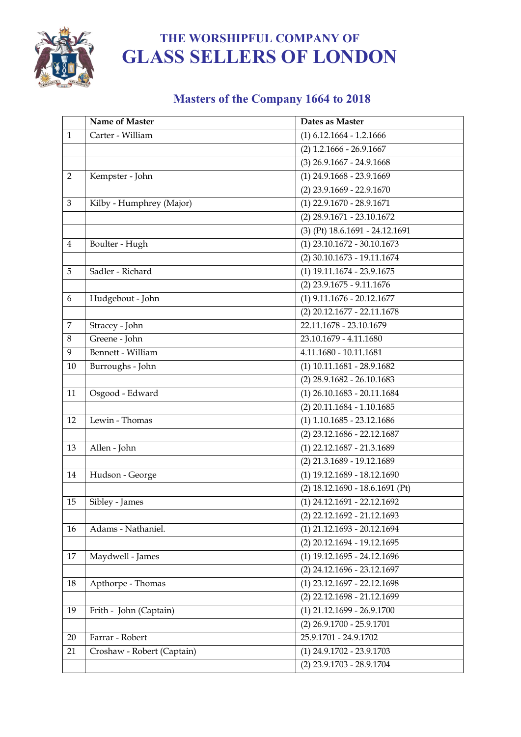# THE WORSHIPFUL COMPANY OF GLASS SELLERS OF LONDON

## Masters of the Company 1664 to 2018

| | Name of Master | Dates as Master |
|---|---|---|
| 1 | Carter - William | (1) 6.12.1664 - 1.2.1666 |
| | | (2) 1.2.1666 - 26.9.1667 |
| | | (3) 26.9.1667 - 24.9.1668 |
| 2 | Kempster - John | (1) 24.9.1668 - 23.9.1669 |
| | | (2) 23.9.1669 - 22.9.1670 |
| 3 | Kilby - Humphrey (Major) | (1) 22.9.1670 - 28.9.1671 |
| | | (2) 28.9.1671 - 23.10.1672 |
| | | (3) (Pt) 18.6.1691 - 24.12.1691 |
| 4 | Boulter - Hugh | (1) 23.10.1672 - 30.10.1673 |
| | | (2) 30.10.1673 - 19.11.1674 |
| 5 | Sadler - Richard | (1) 19.11.1674 - 23.9.1675 |
| | | (2) 23.9.1675 - 9.11.1676 |
| 6 | Hudgebout - John | (1) 9.11.1676 - 20.12.1677 |
| | | (2) 20.12.1677 - 22.11.1678 |
| 7 | Stracey - John | 22.11.1678 - 23.10.1679 |
| 8 | Greene - John | 23.10.1679 - 4.11.1680 |
| 9 | Bennett - William | 4.11.1680 - 10.11.1681 |
| 10 | Burroughs - John | (1) 10.11.1681 - 28.9.1682 |
| | | (2) 28.9.1682 - 26.10.1683 |
| 11 | Osgood - Edward | (1) 26.10.1683 - 20.11.1684 |
| | | (2) 20.11.1684 - 1.10.1685 |
| 12 | Lewin - Thomas | (1) 1.10.1685 - 23.12.1686 |
| | | (2) 23.12.1686 - 22.12.1687 |
| 13 | Allen - John | (1) 22.12.1687 - 21.3.1689 |
| | | (2) 21.3.1689 - 19.12.1689 |
| 14 | Hudson - George | (1) 19.12.1689 - 18.12.1690 |
| | | (2) 18.12.1690 - 18.6.1691 (Pt) |
| 15 | Sibley - James | (1) 24.12.1691 - 22.12.1692 |
| | | (2) 22.12.1692 - 21.12.1693 |
| 16 | Adams - Nathaniel. | (1) 21.12.1693 - 20.12.1694 |
| | | (2) 20.12.1694 - 19.12.1695 |
| 17 | Maydwell - James | (1) 19.12.1695 - 24.12.1696 |
| | | (2) 24.12.1696 - 23.12.1697 |
| 18 | Apthorpe - Thomas | (1) 23.12.1697 - 22.12.1698 |
| | | (2) 22.12.1698 - 21.12.1699 |
| 19 | Frith - John (Captain) | (1) 21.12.1699 - 26.9.1700 |
| | | (2) 26.9.1700 - 25.9.1701 |
| 20 | Farrar - Robert | 25.9.1701 - 24.9.1702 |
| 21 | Croshaw - Robert (Captain) | (1) 24.9.1702 - 23.9.1703 |
| | | (2) 23.9.1703 - 28.9.1704 |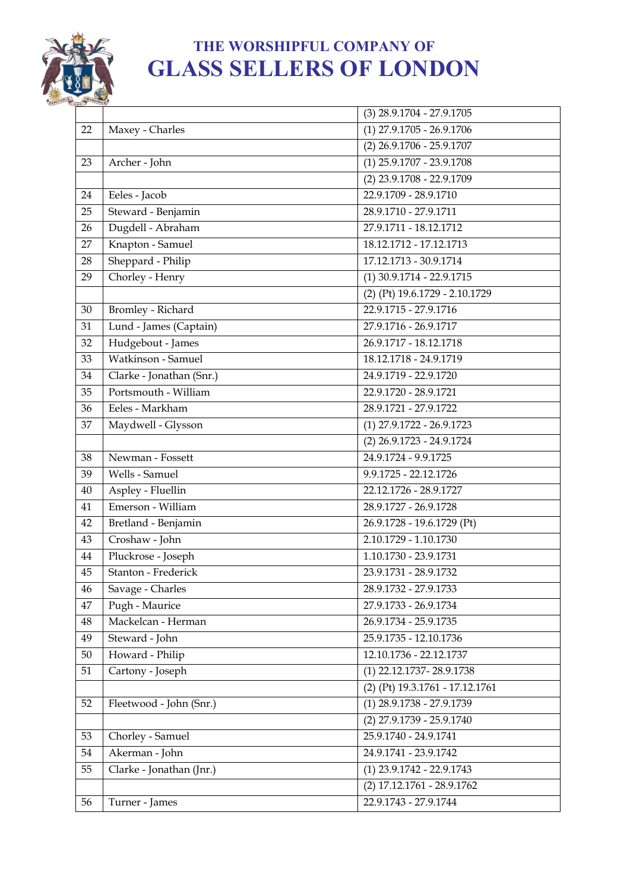# THE WORSHIPFUL COMPANY OF GLASS SELLERS OF LONDON

| | | |
|---|---|---|
| | | (3) 28.9.1704 - 27.9.1705 |
| 22 | Maxey - Charles | (1) 27.9.1705 - 26.9.1706 |
| | | (2) 26.9.1706 - 25.9.1707 |
| 23 | Archer - John | (1) 25.9.1707 - 23.9.1708 |
| | | (2) 23.9.1708 - 22.9.1709 |
| 24 | Eeles - Jacob | 22.9.1709 - 28.9.1710 |
| 25 | Steward - Benjamin | 28.9.1710 - 27.9.1711 |
| 26 | Dugdell - Abraham | 27.9.1711 - 18.12.1712 |
| 27 | Knapton - Samuel | 18.12.1712 - 17.12.1713 |
| 28 | Sheppard - Philip | 17.12.1713 - 30.9.1714 |
| 29 | Chorley - Henry | (1) 30.9.1714 - 22.9.1715 |
| | | (2) (Pt) 19.6.1729 - 2.10.1729 |
| 30 | Bromley - Richard | 22.9.1715 - 27.9.1716 |
| 31 | Lund - James (Captain) | 27.9.1716 - 26.9.1717 |
| 32 | Hudgebout - James | 26.9.1717 - 18.12.1718 |
| 33 | Watkinson - Samuel | 18.12.1718 - 24.9.1719 |
| 34 | Clarke - Jonathan (Snr.) | 24.9.1719 - 22.9.1720 |
| 35 | Portsmouth - William | 22.9.1720 - 28.9.1721 |
| 36 | Eeles - Markham | 28.9.1721 - 27.9.1722 |
| 37 | Maydwell - Glysson | (1) 27.9.1722 - 26.9.1723 |
| | | (2) 26.9.1723 - 24.9.1724 |
| 38 | Newman - Fossett | 24.9.1724 - 9.9.1725 |
| 39 | Wells - Samuel | 9.9.1725 - 22.12.1726 |
| 40 | Aspley - Fluellin | 22.12.1726 - 28.9.1727 |
| 41 | Emerson - William | 28.9.1727 - 26.9.1728 |
| 42 | Bretland - Benjamin | 26.9.1728 - 19.6.1729 (Pt) |
| 43 | Croshaw - John | 2.10.1729 - 1.10.1730 |
| 44 | Pluckrose - Joseph | 1.10.1730 - 23.9.1731 |
| 45 | Stanton - Frederick | 23.9.1731 - 28.9.1732 |
| 46 | Savage - Charles | 28.9.1732 - 27.9.1733 |
| 47 | Pugh - Maurice | 27.9.1733 - 26.9.1734 |
| 48 | Mackelcan - Herman | 26.9.1734 - 25.9.1735 |
| 49 | Steward - John | 25.9.1735 - 12.10.1736 |
| 50 | Howard - Philip | 12.10.1736 - 22.12.1737 |
| 51 | Cartony - Joseph | (1) 22.12.1737- 28.9.1738 |
| | | (2) (Pt) 19.3.1761 - 17.12.1761 |
| 52 | Fleetwood - John (Snr.) | (1) 28.9.1738 - 27.9.1739 |
| | | (2) 27.9.1739 - 25.9.1740 |
| 53 | Chorley - Samuel | 25.9.1740 - 24.9.1741 |
| 54 | Akerman - John | 24.9.1741 - 23.9.1742 |
| 55 | Clarke - Jonathan (Jnr.) | (1) 23.9.1742 - 22.9.1743 |
| | | (2) 17.12.1761 - 28.9.1762 |
| 56 | Turner - James | 22.9.1743 - 27.9.1744 |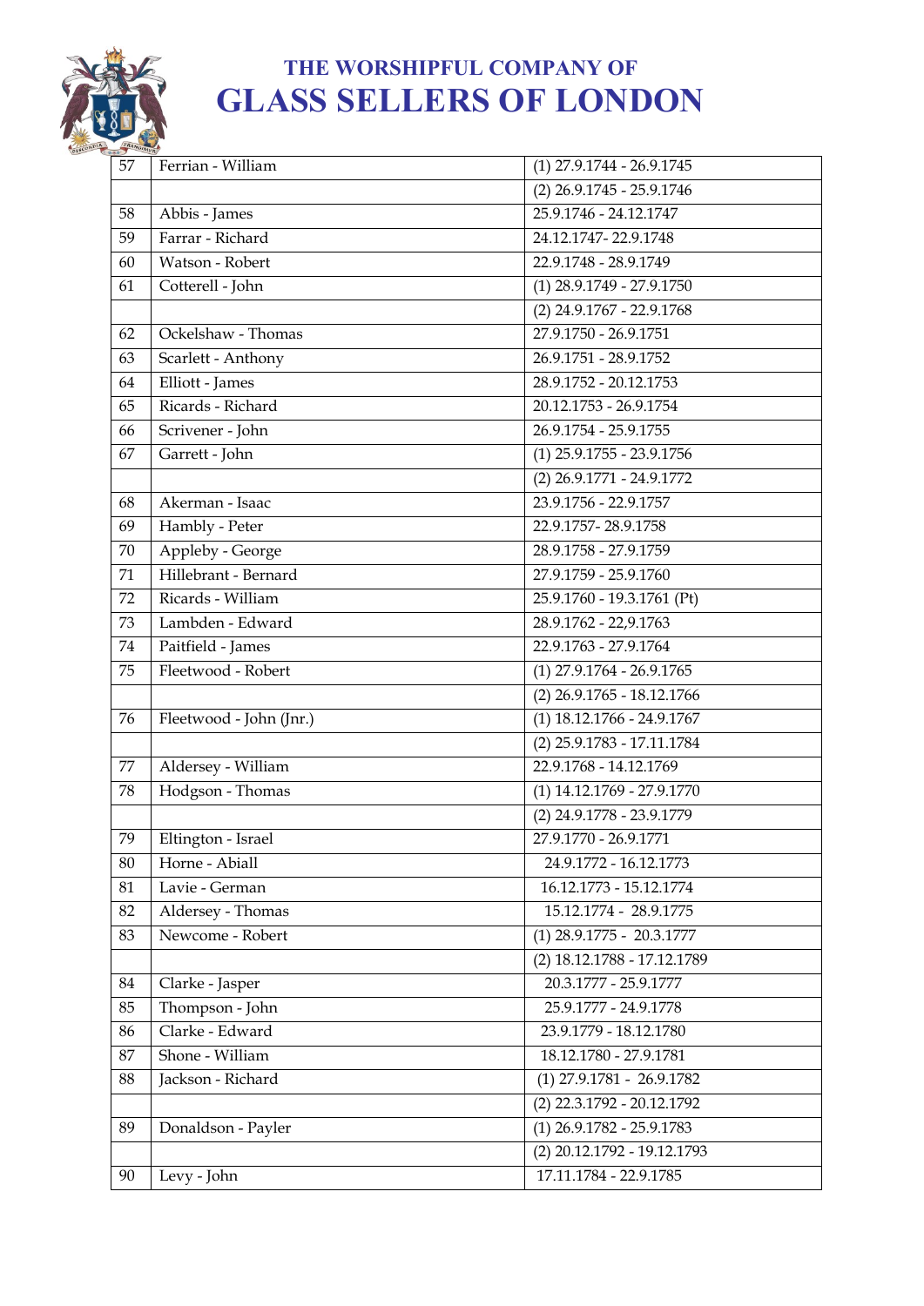# THE WORSHIPFUL COMPANY OF GLASS SELLERS OF LONDON

| | | |
|---|---|---|
| 57 | Ferrian - William | (1) 27.9.1744 - 26.9.1745 |
| | | (2) 26.9.1745 - 25.9.1746 |
| 58 | Abbis - James | 25.9.1746 - 24.12.1747 |
| 59 | Farrar - Richard | 24.12.1747- 22.9.1748 |
| 60 | Watson - Robert | 22.9.1748 - 28.9.1749 |
| 61 | Cotterell - John | (1) 28.9.1749 - 27.9.1750 |
| | | (2) 24.9.1767 - 22.9.1768 |
| 62 | Ockelshaw - Thomas | 27.9.1750 - 26.9.1751 |
| 63 | Scarlett - Anthony | 26.9.1751 - 28.9.1752 |
| 64 | Elliott - James | 28.9.1752 - 20.12.1753 |
| 65 | Ricards - Richard | 20.12.1753 - 26.9.1754 |
| 66 | Scrivener - John | 26.9.1754 - 25.9.1755 |
| 67 | Garrett - John | (1) 25.9.1755 - 23.9.1756 |
| | | (2) 26.9.1771 - 24.9.1772 |
| 68 | Akerman - Isaac | 23.9.1756 - 22.9.1757 |
| 69 | Hambly - Peter | 22.9.1757- 28.9.1758 |
| 70 | Appleby - George | 28.9.1758 - 27.9.1759 |
| 71 | Hillebrant - Bernard | 27.9.1759 - 25.9.1760 |
| 72 | Ricards - William | 25.9.1760 - 19.3.1761 (Pt) |
| 73 | Lambden - Edward | 28.9.1762 - 22,9.1763 |
| 74 | Paitfield - James | 22.9.1763 - 27.9.1764 |
| 75 | Fleetwood - Robert | (1) 27.9.1764 - 26.9.1765 |
| | | (2) 26.9.1765 - 18.12.1766 |
| 76 | Fleetwood - John (Jnr.) | (1) 18.12.1766 - 24.9.1767 |
| | | (2) 25.9.1783 - 17.11.1784 |
| 77 | Aldersey - William | 22.9.1768 - 14.12.1769 |
| 78 | Hodgson - Thomas | (1) 14.12.1769 - 27.9.1770 |
| | | (2) 24.9.1778 - 23.9.1779 |
| 79 | Eltington - Israel | 27.9.1770 - 26.9.1771 |
| 80 | Horne - Abiall | 24.9.1772 - 16.12.1773 |
| 81 | Lavie - German | 16.12.1773 - 15.12.1774 |
| 82 | Aldersey - Thomas | 15.12.1774 - 28.9.1775 |
| 83 | Newcome - Robert | (1) 28.9.1775 - 20.3.1777 |
| | | (2) 18.12.1788 - 17.12.1789 |
| 84 | Clarke - Jasper | 20.3.1777 - 25.9.1777 |
| 85 | Thompson - John | 25.9.1777 - 24.9.1778 |
| 86 | Clarke - Edward | 23.9.1779 - 18.12.1780 |
| 87 | Shone - William | 18.12.1780 - 27.9.1781 |
| 88 | Jackson - Richard | (1) 27.9.1781 - 26.9.1782 |
| | | (2) 22.3.1792 - 20.12.1792 |
| 89 | Donaldson - Payler | (1) 26.9.1782 - 25.9.1783 |
| | | (2) 20.12.1792 - 19.12.1793 |
| 90 | Levy - John | 17.11.1784 - 22.9.1785 |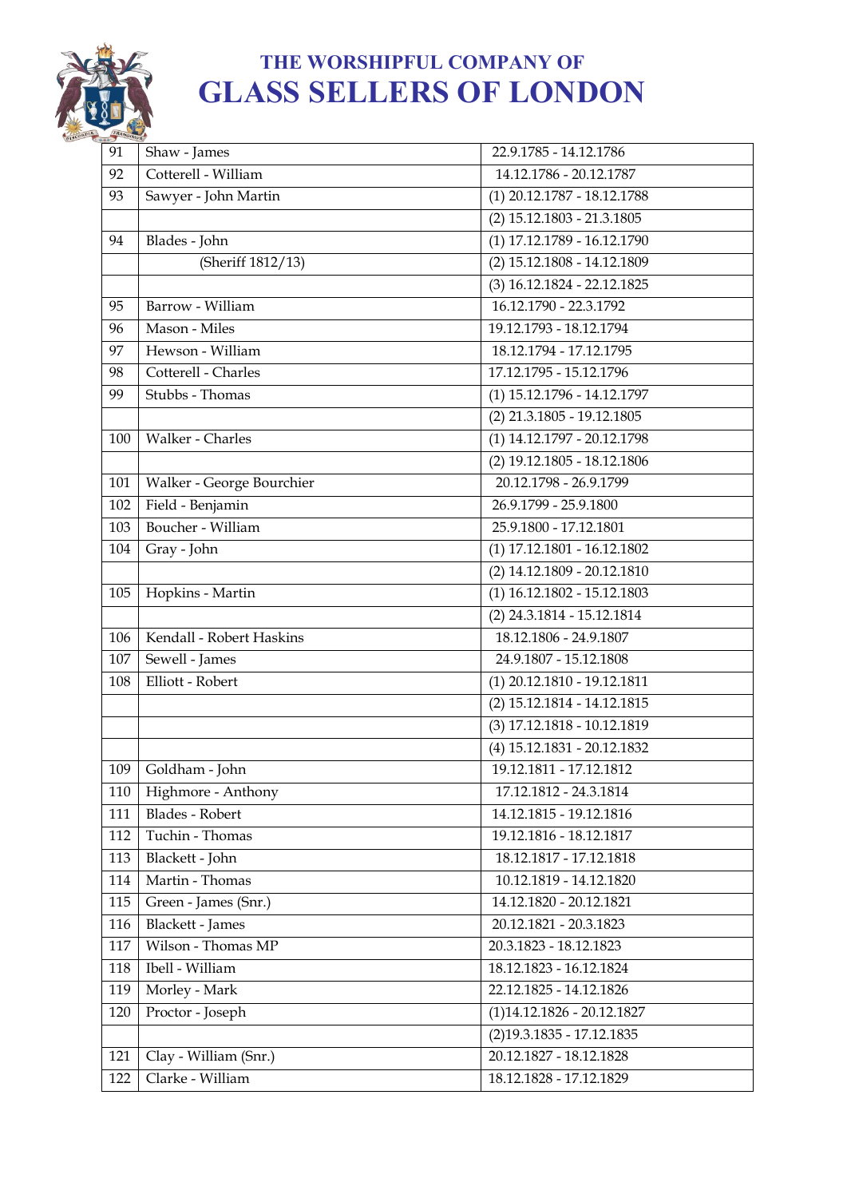# THE WORSHIPFUL COMPANY OF GLASS SELLERS OF LONDON

| | | |
|---|---|---|
| 91 | Shaw - James | 22.9.1785 - 14.12.1786 |
| 92 | Cotterell - William | 14.12.1786 - 20.12.1787 |
| 93 | Sawyer - John Martin | (1) 20.12.1787 - 18.12.1788 |
| | | (2) 15.12.1803 - 21.3.1805 |
| 94 | Blades - John | (1) 17.12.1789 - 16.12.1790 |
| | (Sheriff 1812/13) | (2) 15.12.1808 - 14.12.1809 |
| | | (3) 16.12.1824 - 22.12.1825 |
| 95 | Barrow - William | 16.12.1790 - 22.3.1792 |
| 96 | Mason - Miles | 19.12.1793 - 18.12.1794 |
| 97 | Hewson - William | 18.12.1794 - 17.12.1795 |
| 98 | Cotterell - Charles | 17.12.1795 - 15.12.1796 |
| 99 | Stubbs - Thomas | (1) 15.12.1796 - 14.12.1797 |
| | | (2) 21.3.1805 - 19.12.1805 |
| 100 | Walker - Charles | (1) 14.12.1797 - 20.12.1798 |
| | | (2) 19.12.1805 - 18.12.1806 |
| 101 | Walker - George Bourchier | 20.12.1798 - 26.9.1799 |
| 102 | Field - Benjamin | 26.9.1799 - 25.9.1800 |
| 103 | Boucher - William | 25.9.1800 - 17.12.1801 |
| 104 | Gray - John | (1) 17.12.1801 - 16.12.1802 |
| | | (2) 14.12.1809 - 20.12.1810 |
| 105 | Hopkins - Martin | (1) 16.12.1802 - 15.12.1803 |
| | | (2) 24.3.1814 - 15.12.1814 |
| 106 | Kendall - Robert Haskins | 18.12.1806 - 24.9.1807 |
| 107 | Sewell - James | 24.9.1807 - 15.12.1808 |
| 108 | Elliott - Robert | (1) 20.12.1810 - 19.12.1811 |
| | | (2) 15.12.1814 - 14.12.1815 |
| | | (3) 17.12.1818 - 10.12.1819 |
| | | (4) 15.12.1831 - 20.12.1832 |
| 109 | Goldham - John | 19.12.1811 - 17.12.1812 |
| 110 | Highmore - Anthony | 17.12.1812 - 24.3.1814 |
| 111 | Blades - Robert | 14.12.1815 - 19.12.1816 |
| 112 | Tuchin - Thomas | 19.12.1816 - 18.12.1817 |
| 113 | Blackett - John | 18.12.1817 - 17.12.1818 |
| 114 | Martin - Thomas | 10.12.1819 - 14.12.1820 |
| 115 | Green - James (Snr.) | 14.12.1820 - 20.12.1821 |
| 116 | Blackett - James | 20.12.1821 - 20.3.1823 |
| 117 | Wilson - Thomas MP | 20.3.1823 - 18.12.1823 |
| 118 | Ibell - William | 18.12.1823 - 16.12.1824 |
| 119 | Morley - Mark | 22.12.1825 - 14.12.1826 |
| 120 | Proctor - Joseph | (1)14.12.1826 - 20.12.1827 |
| | | (2)19.3.1835 - 17.12.1835 |
| 121 | Clay - William (Snr.) | 20.12.1827 - 18.12.1828 |
| 122 | Clarke - William | 18.12.1828 - 17.12.1829 |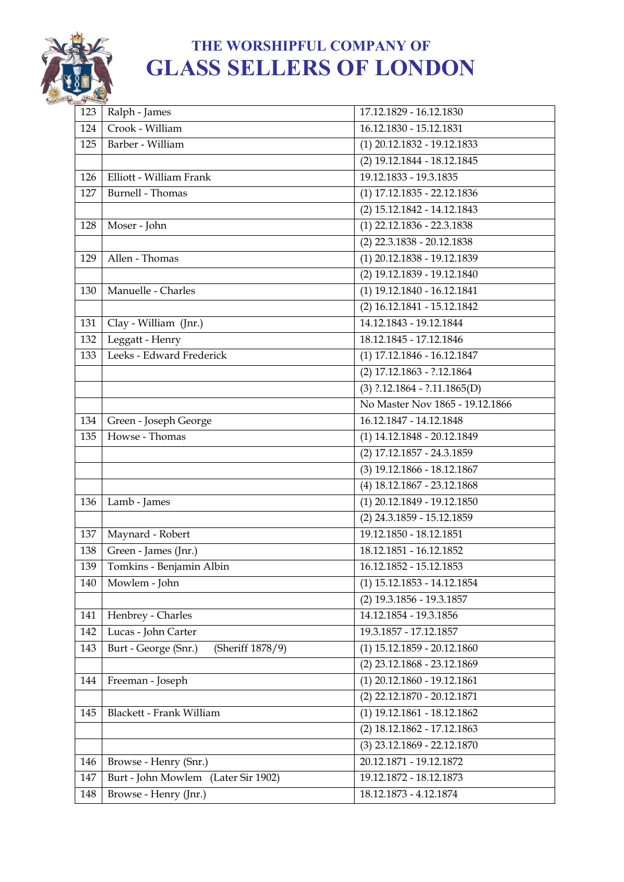# THE WORSHIPFUL COMPANY OF GLASS SELLERS OF LONDON

| | | |
|---|---|---|
| 123 | Ralph - James | 17.12.1829 - 16.12.1830 |
| 124 | Crook - William | 16.12.1830 - 15.12.1831 |
| 125 | Barber - William | (1) 20.12.1832 - 19.12.1833 |
| | | (2) 19.12.1844 - 18.12.1845 |
| 126 | Elliott - William Frank | 19.12.1833 - 19.3.1835 |
| 127 | Burnell - Thomas | (1) 17.12.1835 - 22.12.1836 |
| | | (2) 15.12.1842 - 14.12.1843 |
| 128 | Moser - John | (1) 22.12.1836 - 22.3.1838 |
| | | (2) 22.3.1838 - 20.12.1838 |
| 129 | Allen - Thomas | (1) 20.12.1838 - 19.12.1839 |
| | | (2) 19.12.1839 - 19.12.1840 |
| 130 | Manuelle - Charles | (1) 19.12.1840 - 16.12.1841 |
| | | (2) 16.12.1841 - 15.12.1842 |
| 131 | Clay - William (Jnr.) | 14.12.1843 - 19.12.1844 |
| 132 | Leggatt - Henry | 18.12.1845 - 17.12.1846 |
| 133 | Leeks - Edward Frederick | (1) 17.12.1846 - 16.12.1847 |
| | | (2) 17.12.1863 - ?.12.1864 |
| | | (3) ?.12.1864 - ?.11.1865(D) |
| | | No Master Nov 1865 - 19.12.1866 |
| 134 | Green - Joseph George | 16.12.1847 - 14.12.1848 |
| 135 | Howse - Thomas | (1) 14.12.1848 - 20.12.1849 |
| | | (2) 17.12.1857 - 24.3.1859 |
| | | (3) 19.12.1866 - 18.12.1867 |
| | | (4) 18.12.1867 - 23.12.1868 |
| 136 | Lamb - James | (1) 20.12.1849 - 19.12.1850 |
| | | (2) 24.3.1859 - 15.12.1859 |
| 137 | Maynard - Robert | 19.12.1850 - 18.12.1851 |
| 138 | Green - James (Jnr.) | 18.12.1851 - 16.12.1852 |
| 139 | Tomkins - Benjamin Albin | 16.12.1852 - 15.12.1853 |
| 140 | Mowlem - John | (1) 15.12.1853 - 14.12.1854 |
| | | (2) 19.3.1856 - 19.3.1857 |
| 141 | Henbrey - Charles | 14.12.1854 - 19.3.1856 |
| 142 | Lucas - John Carter | 19.3.1857 - 17.12.1857 |
| 143 | Burt - George (Snr.) (Sheriff 1878/9) | (1) 15.12.1859 - 20.12.1860 |
| | | (2) 23.12.1868 - 23.12.1869 |
| 144 | Freeman - Joseph | (1) 20.12.1860 - 19.12.1861 |
| | | (2) 22.12.1870 - 20.12.1871 |
| 145 | Blackett - Frank William | (1) 19.12.1861 - 18.12.1862 |
| | | (2) 18.12.1862 - 17.12.1863 |
| | | (3) 23.12.1869 - 22.12.1870 |
| 146 | Browse - Henry (Snr.) | 20.12.1871 - 19.12.1872 |
| 147 | Burt - John Mowlem (Later Sir 1902) | 19.12.1872 - 18.12.1873 |
| 148 | Browse - Henry (Jnr.) | 18.12.1873 - 4.12.1874 |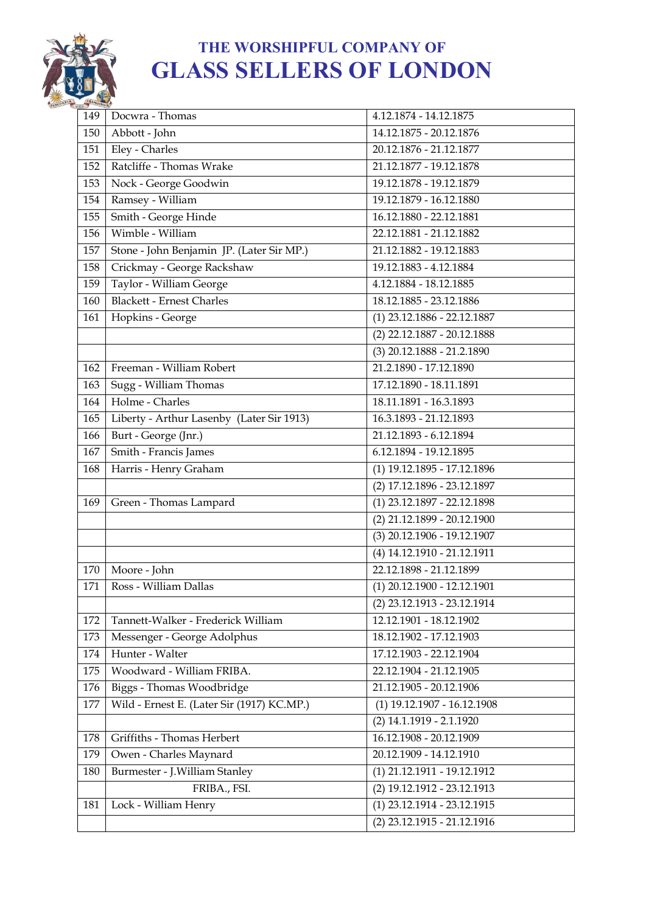# THE WORSHIPFUL COMPANY OF GLASS SELLERS OF LONDON

| | | |
|---|---|---|
| 149 | Docwra - Thomas | 4.12.1874 - 14.12.1875 |
| 150 | Abbott - John | 14.12.1875 - 20.12.1876 |
| 151 | Eley - Charles | 20.12.1876 - 21.12.1877 |
| 152 | Ratcliffe - Thomas Wrake | 21.12.1877 - 19.12.1878 |
| 153 | Nock - George Goodwin | 19.12.1878 - 19.12.1879 |
| 154 | Ramsey - William | 19.12.1879 - 16.12.1880 |
| 155 | Smith - George Hinde | 16.12.1880 - 22.12.1881 |
| 156 | Wimble - William | 22.12.1881 - 21.12.1882 |
| 157 | Stone - John Benjamin JP. (Later Sir MP.) | 21.12.1882 - 19.12.1883 |
| 158 | Crickmay - George Rackshaw | 19.12.1883 - 4.12.1884 |
| 159 | Taylor - William George | 4.12.1884 - 18.12.1885 |
| 160 | Blackett - Ernest Charles | 18.12.1885 - 23.12.1886 |
| 161 | Hopkins - George | (1) 23.12.1886 - 22.12.1887 |
| | | (2) 22.12.1887 - 20.12.1888 |
| | | (3) 20.12.1888 - 21.2.1890 |
| 162 | Freeman - William Robert | 21.2.1890 - 17.12.1890 |
| 163 | Sugg - William Thomas | 17.12.1890 - 18.11.1891 |
| 164 | Holme - Charles | 18.11.1891 - 16.3.1893 |
| 165 | Liberty - Arthur Lasenby (Later Sir 1913) | 16.3.1893 - 21.12.1893 |
| 166 | Burt - George (Jnr.) | 21.12.1893 - 6.12.1894 |
| 167 | Smith - Francis James | 6.12.1894 - 19.12.1895 |
| 168 | Harris - Henry Graham | (1) 19.12.1895 - 17.12.1896 |
| | | (2) 17.12.1896 - 23.12.1897 |
| 169 | Green - Thomas Lampard | (1) 23.12.1897 - 22.12.1898 |
| | | (2) 21.12.1899 - 20.12.1900 |
| | | (3) 20.12.1906 - 19.12.1907 |
| | | (4) 14.12.1910 - 21.12.1911 |
| 170 | Moore - John | 22.12.1898 - 21.12.1899 |
| 171 | Ross - William Dallas | (1) 20.12.1900 - 12.12.1901 |
| | | (2) 23.12.1913 - 23.12.1914 |
| 172 | Tannett-Walker - Frederick William | 12.12.1901 - 18.12.1902 |
| 173 | Messenger - George Adolphus | 18.12.1902 - 17.12.1903 |
| 174 | Hunter - Walter | 17.12.1903 - 22.12.1904 |
| 175 | Woodward - William FRIBA. | 22.12.1904 - 21.12.1905 |
| 176 | Biggs - Thomas Woodbridge | 21.12.1905 - 20.12.1906 |
| 177 | Wild - Ernest E. (Later Sir (1917) KC.MP.) | (1) 19.12.1907 - 16.12.1908 |
| | | (2) 14.1.1919 - 2.1.1920 |
| 178 | Griffiths - Thomas Herbert | 16.12.1908 - 20.12.1909 |
| 179 | Owen - Charles Maynard | 20.12.1909 - 14.12.1910 |
| 180 | Burmester - J.William Stanley | (1) 21.12.1911 - 19.12.1912 |
| | FRIBA., FSI. | (2) 19.12.1912 - 23.12.1913 |
| 181 | Lock - William Henry | (1) 23.12.1914 - 23.12.1915 |
| | | (2) 23.12.1915 - 21.12.1916 |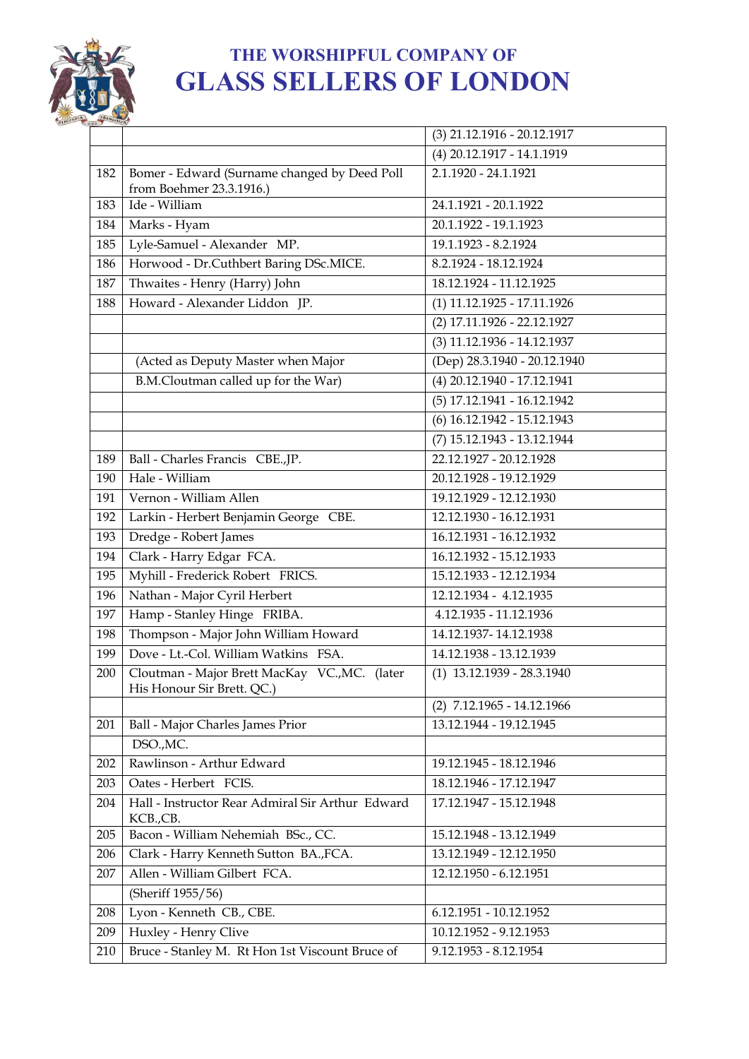# THE WORSHIPFUL COMPANY OF
# GLASS SELLERS OF LONDON

| | | |
|---|---|---|
| | | (3) 21.12.1916 - 20.12.1917 |
| | | (4) 20.12.1917 - 14.1.1919 |
| 182 | Bomer - Edward (Surname changed by Deed Poll from Boehmer 23.3.1916.) | 2.1.1920 - 24.1.1921 |
| 183 | Ide - William | 24.1.1921 - 20.1.1922 |
| 184 | Marks - Hyam | 20.1.1922 - 19.1.1923 |
| 185 | Lyle-Samuel - Alexander MP. | 19.1.1923 - 8.2.1924 |
| 186 | Horwood - Dr.Cuthbert Baring DSc.MICE. | 8.2.1924 - 18.12.1924 |
| 187 | Thwaites - Henry (Harry) John | 18.12.1924 - 11.12.1925 |
| 188 | Howard - Alexander Liddon JP. | (1) 11.12.1925 - 17.11.1926 |
| | | (2) 17.11.1926 - 22.12.1927 |
| | | (3) 11.12.1936 - 14.12.1937 |
| | (Acted as Deputy Master when Major | (Dep) 28.3.1940 - 20.12.1940 |
| | B.M.Cloutman called up for the War) | (4) 20.12.1940 - 17.12.1941 |
| | | (5) 17.12.1941 - 16.12.1942 |
| | | (6) 16.12.1942 - 15.12.1943 |
| | | (7) 15.12.1943 - 13.12.1944 |
| 189 | Ball - Charles Francis CBE.,JP. | 22.12.1927 - 20.12.1928 |
| 190 | Hale - William | 20.12.1928 - 19.12.1929 |
| 191 | Vernon - William Allen | 19.12.1929 - 12.12.1930 |
| 192 | Larkin - Herbert Benjamin George CBE. | 12.12.1930 - 16.12.1931 |
| 193 | Dredge - Robert James | 16.12.1931 - 16.12.1932 |
| 194 | Clark - Harry Edgar FCA. | 16.12.1932 - 15.12.1933 |
| 195 | Myhill - Frederick Robert FRICS. | 15.12.1933 - 12.12.1934 |
| 196 | Nathan - Major Cyril Herbert | 12.12.1934 - 4.12.1935 |
| 197 | Hamp - Stanley Hinge FRIBA. | 4.12.1935 - 11.12.1936 |
| 198 | Thompson - Major John William Howard | 14.12.1937- 14.12.1938 |
| 199 | Dove - Lt.-Col. William Watkins FSA. | 14.12.1938 - 13.12.1939 |
| 200 | Cloutman - Major Brett MacKay VC.,MC. (later His Honour Sir Brett. QC.) | (1) 13.12.1939 - 28.3.1940 |
| | | (2) 7.12.1965 - 14.12.1966 |
| 201 | Ball - Major Charles James Prior | 13.12.1944 - 19.12.1945 |
| | DSO.,MC. | |
| 202 | Rawlinson - Arthur Edward | 19.12.1945 - 18.12.1946 |
| 203 | Oates - Herbert FCIS. | 18.12.1946 - 17.12.1947 |
| 204 | Hall - Instructor Rear Admiral Sir Arthur Edward KCB.,CB. | 17.12.1947 - 15.12.1948 |
| 205 | Bacon - William Nehemiah BSc., CC. | 15.12.1948 - 13.12.1949 |
| 206 | Clark - Harry Kenneth Sutton BA.,FCA. | 13.12.1949 - 12.12.1950 |
| 207 | Allen - William Gilbert FCA. | 12.12.1950 - 6.12.1951 |
| | (Sheriff 1955/56) | |
| 208 | Lyon - Kenneth CB., CBE. | 6.12.1951 - 10.12.1952 |
| 209 | Huxley - Henry Clive | 10.12.1952 - 9.12.1953 |
| 210 | Bruce - Stanley M. Rt Hon 1st Viscount Bruce of | 9.12.1953 - 8.12.1954 |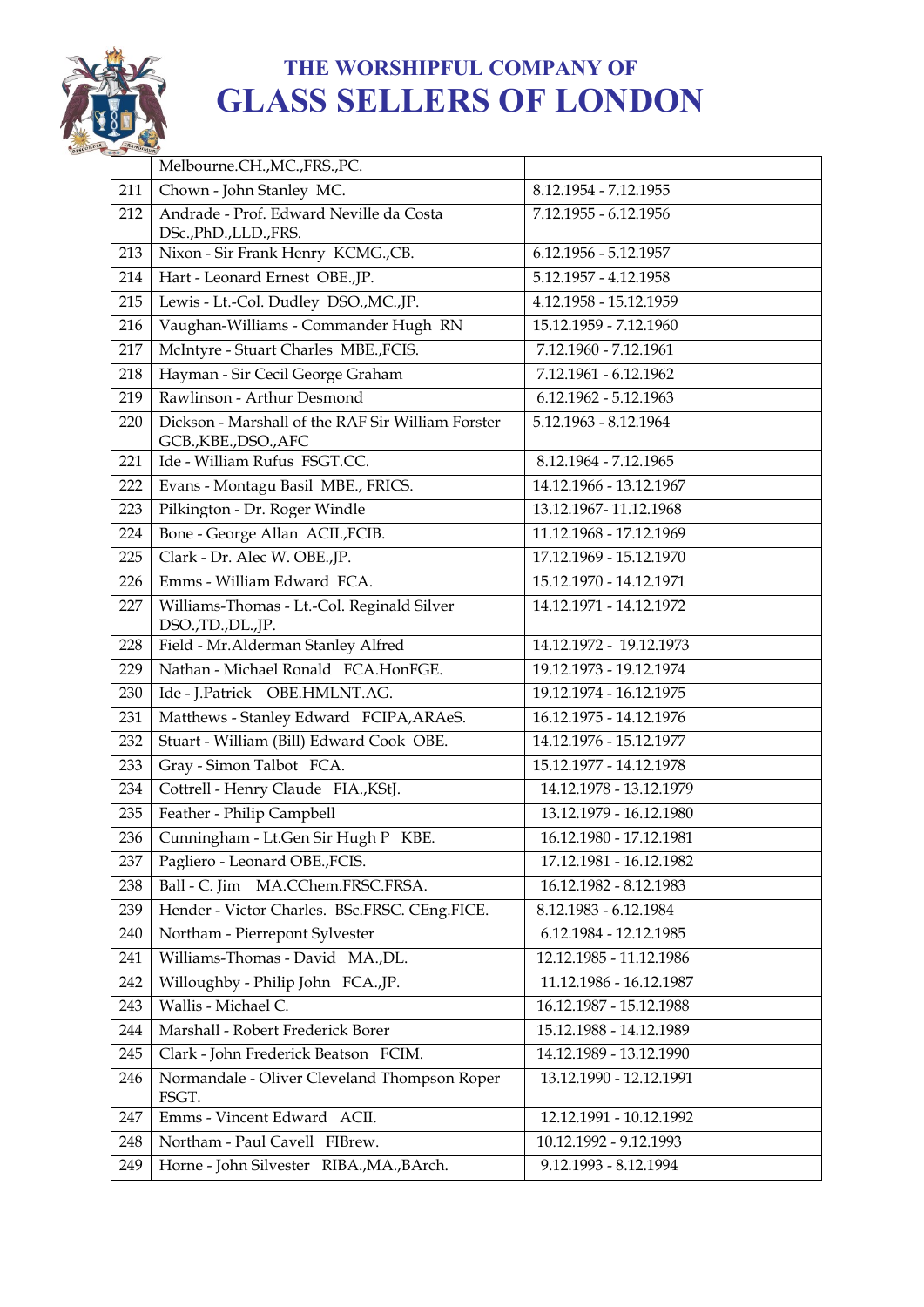# THE WORSHIPFUL COMPANY OF
# GLASS SELLERS OF LONDON

| | | |
|---|---|---|
| | Melbourne.CH.,MC.,FRS.,PC. | |
| 211 | Chown - John Stanley MC. | 8.12.1954 - 7.12.1955 |
| 212 | Andrade - Prof. Edward Neville da Costa DSc.,PhD.,LLD.,FRS. | 7.12.1955 - 6.12.1956 |
| 213 | Nixon - Sir Frank Henry KCMG.,CB. | 6.12.1956 - 5.12.1957 |
| 214 | Hart - Leonard Ernest OBE.,JP. | 5.12.1957 - 4.12.1958 |
| 215 | Lewis - Lt.-Col. Dudley DSO.,MC.,JP. | 4.12.1958 - 15.12.1959 |
| 216 | Vaughan-Williams - Commander Hugh RN | 15.12.1959 - 7.12.1960 |
| 217 | McIntyre - Stuart Charles MBE.,FCIS. | 7.12.1960 - 7.12.1961 |
| 218 | Hayman - Sir Cecil George Graham | 7.12.1961 - 6.12.1962 |
| 219 | Rawlinson - Arthur Desmond | 6.12.1962 - 5.12.1963 |
| 220 | Dickson - Marshall of the RAF Sir William Forster GCB.,KBE.,DSO.,AFC | 5.12.1963 - 8.12.1964 |
| 221 | Ide - William Rufus FSGT.CC. | 8.12.1964 - 7.12.1965 |
| 222 | Evans - Montagu Basil MBE., FRICS. | 14.12.1966 - 13.12.1967 |
| 223 | Pilkington - Dr. Roger Windle | 13.12.1967- 11.12.1968 |
| 224 | Bone - George Allan ACII.,FCIB. | 11.12.1968 - 17.12.1969 |
| 225 | Clark - Dr. Alec W. OBE.,JP. | 17.12.1969 - 15.12.1970 |
| 226 | Emms - William Edward FCA. | 15.12.1970 - 14.12.1971 |
| 227 | Williams-Thomas - Lt.-Col. Reginald Silver DSO.,TD.,DL.,JP. | 14.12.1971 - 14.12.1972 |
| 228 | Field - Mr.Alderman Stanley Alfred | 14.12.1972 - 19.12.1973 |
| 229 | Nathan - Michael Ronald FCA.HonFGE. | 19.12.1973 - 19.12.1974 |
| 230 | Ide - J.Patrick OBE.HMLNT.AG. | 19.12.1974 - 16.12.1975 |
| 231 | Matthews - Stanley Edward FCIPA,ARAeS. | 16.12.1975 - 14.12.1976 |
| 232 | Stuart - William (Bill) Edward Cook OBE. | 14.12.1976 - 15.12.1977 |
| 233 | Gray - Simon Talbot FCA. | 15.12.1977 - 14.12.1978 |
| 234 | Cottrell - Henry Claude FIA.,KStJ. | 14.12.1978 - 13.12.1979 |
| 235 | Feather - Philip Campbell | 13.12.1979 - 16.12.1980 |
| 236 | Cunningham - Lt.Gen Sir Hugh P KBE. | 16.12.1980 - 17.12.1981 |
| 237 | Pagliero - Leonard OBE.,FCIS. | 17.12.1981 - 16.12.1982 |
| 238 | Ball - C. Jim MA.CChem.FRSC.FRSA. | 16.12.1982 - 8.12.1983 |
| 239 | Hender - Victor Charles. BSc.FRSC. CEng.FICE. | 8.12.1983 - 6.12.1984 |
| 240 | Northam - Pierrepont Sylvester | 6.12.1984 - 12.12.1985 |
| 241 | Williams-Thomas - David MA.,DL. | 12.12.1985 - 11.12.1986 |
| 242 | Willoughby - Philip John FCA.,JP. | 11.12.1986 - 16.12.1987 |
| 243 | Wallis - Michael C. | 16.12.1987 - 15.12.1988 |
| 244 | Marshall - Robert Frederick Borer | 15.12.1988 - 14.12.1989 |
| 245 | Clark - John Frederick Beatson FCIM. | 14.12.1989 - 13.12.1990 |
| 246 | Normandale - Oliver Cleveland Thompson Roper FSGT. | 13.12.1990 - 12.12.1991 |
| 247 | Emms - Vincent Edward ACII. | 12.12.1991 - 10.12.1992 |
| 248 | Northam - Paul Cavell FIBrew. | 10.12.1992 - 9.12.1993 |
| 249 | Horne - John Silvester RIBA.,MA.,BArch. | 9.12.1993 - 8.12.1994 |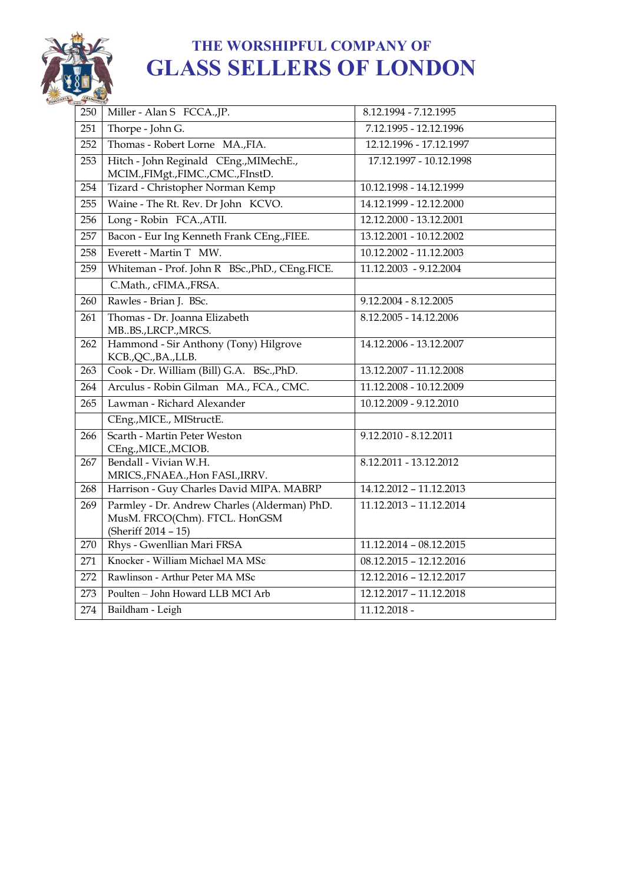# THE WORSHIPFUL COMPANY OF
# GLASS SELLERS OF LONDON

| | | |
|---|---|---|
| 250 | Miller - Alan S FCCA.,JP. | 8.12.1994 - 7.12.1995 |
| 251 | Thorpe - John G. | 7.12.1995 - 12.12.1996 |
| 252 | Thomas - Robert Lorne MA.,FIA. | 12.12.1996 - 17.12.1997 |
| 253 | Hitch - John Reginald CEng.,MIMechE., MCIM.,FIMgt.,FIMC.,CMC.,FInstD. | 17.12.1997 - 10.12.1998 |
| 254 | Tizard - Christopher Norman Kemp | 10.12.1998 - 14.12.1999 |
| 255 | Waine - The Rt. Rev. Dr John KCVO. | 14.12.1999 - 12.12.2000 |
| 256 | Long - Robin FCA.,ATII. | 12.12.2000 - 13.12.2001 |
| 257 | Bacon - Eur Ing Kenneth Frank CEng.,FIEE. | 13.12.2001 - 10.12.2002 |
| 258 | Everett - Martin T MW. | 10.12.2002 - 11.12.2003 |
| 259 | Whiteman - Prof. John R BSc.,PhD., CEng.FICE. | 11.12.2003 - 9.12.2004 |
| | C.Math., cFIMA.,FRSA. | |
| 260 | Rawles - Brian J. BSc. | 9.12.2004 - 8.12.2005 |
| 261 | Thomas - Dr. Joanna Elizabeth MB..BS.,LRCP.,MRCS. | 8.12.2005 - 14.12.2006 |
| 262 | Hammond - Sir Anthony (Tony) Hilgrove KCB.,QC.,BA.,LLB. | 14.12.2006 - 13.12.2007 |
| 263 | Cook - Dr. William (Bill) G.A. BSc.,PhD. | 13.12.2007 - 11.12.2008 |
| 264 | Arculus - Robin Gilman MA., FCA., CMC. | 11.12.2008 - 10.12.2009 |
| 265 | Lawman - Richard Alexander | 10.12.2009 - 9.12.2010 |
| | CEng.,MICE., MIStructE. | |
| 266 | Scarth - Martin Peter Weston CEng.,MICE.,MCIOB. | 9.12.2010 - 8.12.2011 |
| 267 | Bendall - Vivian W.H. MRICS.,FNAEA.,Hon FASI.,IRRV. | 8.12.2011 - 13.12.2012 |
| 268 | Harrison - Guy Charles David MIPA. MABRP | 14.12.2012 – 11.12.2013 |
| 269 | Parmley - Dr. Andrew Charles (Alderman) PhD. MusM. FRCO(Chm). FTCL. HonGSM (Sheriff 2014 – 15) | 11.12.2013 – 11.12.2014 |
| 270 | Rhys - Gwenllian Mari FRSA | 11.12.2014 – 08.12.2015 |
| 271 | Knocker - William Michael MA MSc | 08.12.2015 – 12.12.2016 |
| 272 | Rawlinson - Arthur Peter MA MSc | 12.12.2016 – 12.12.2017 |
| 273 | Poulten – John Howard LLB MCI Arb | 12.12.2017 – 11.12.2018 |
| 274 | Baildham - Leigh | 11.12.2018 - |